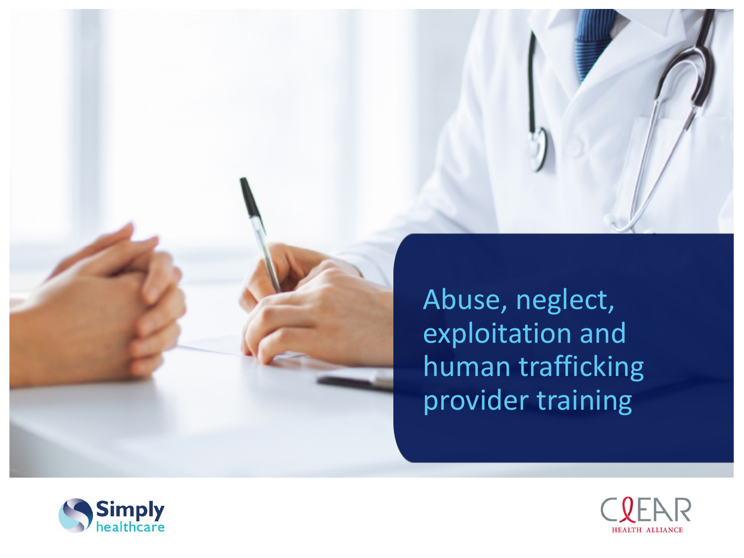# Abuse, neglect, exploitation and human trafficking provider training

Simply healthcare

CLEAR HEALTH ALLIANCE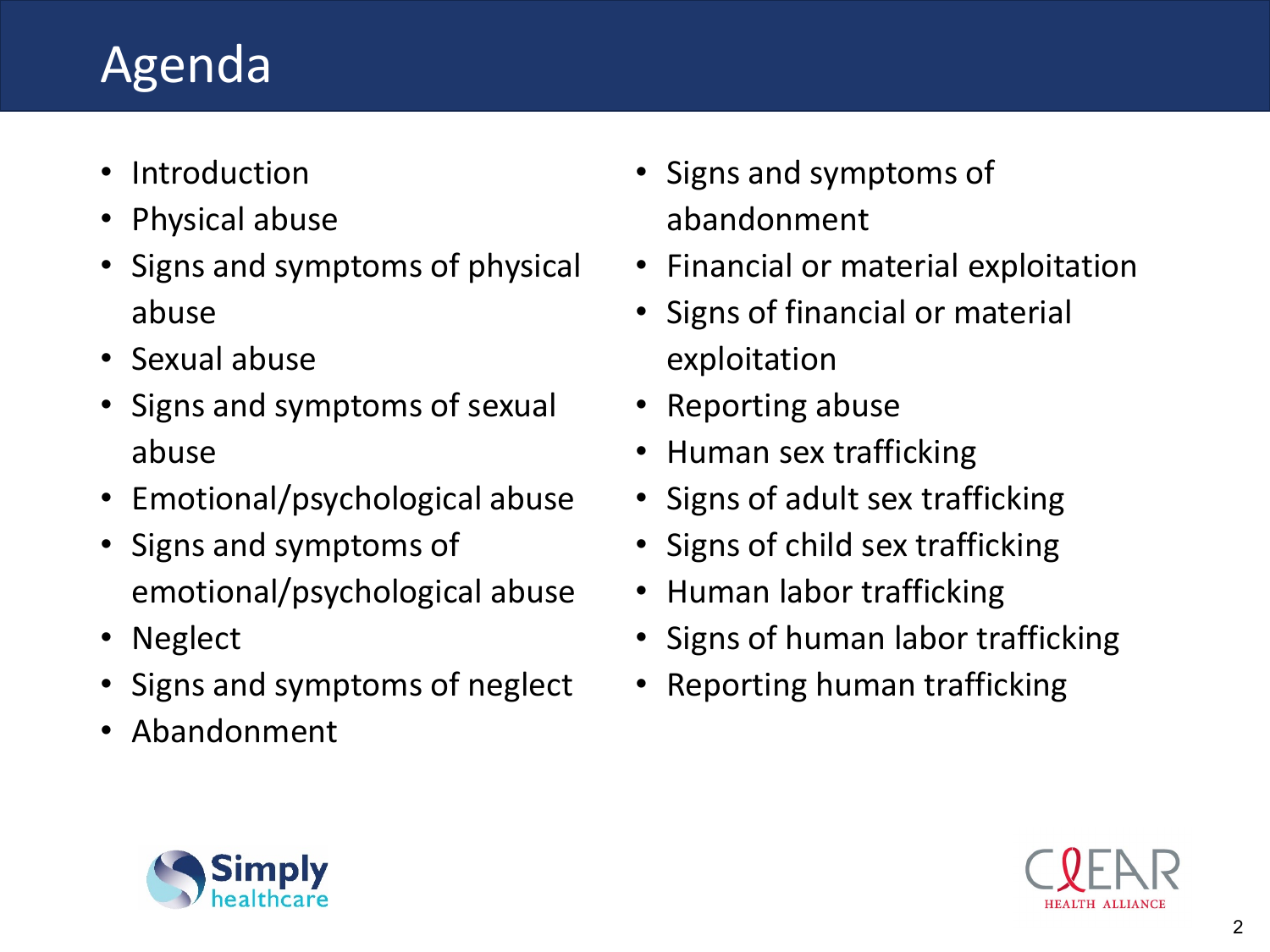# Agenda

- Introduction
- Physical abuse
- Signs and symptoms of physical abuse
- Sexual abuse
- Signs and symptoms of sexual abuse
- Emotional/psychological abuse
- Signs and symptoms of emotional/psychological abuse
- Neglect
- Signs and symptoms of neglect
- Abandonment
- Signs and symptoms of abandonment
- Financial or material exploitation
- Signs of financial or material exploitation
- Reporting abuse
- Human sex trafficking
- Signs of adult sex trafficking
- Signs of child sex trafficking
- Human labor trafficking
- Signs of human labor trafficking
- Reporting human trafficking

Simply healthcare

CLEAR HEALTH ALLIANCE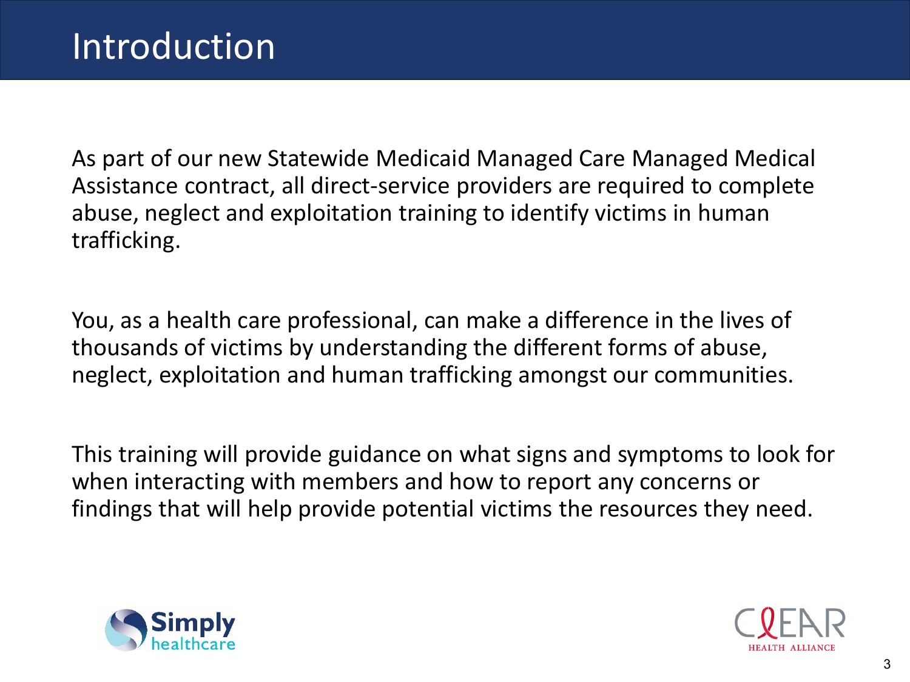# Introduction

As part of our new Statewide Medicaid Managed Care Managed Medical Assistance contract, all direct-service providers are required to complete abuse, neglect and exploitation training to identify victims in human trafficking.

You, as a health care professional, can make a difference in the lives of thousands of victims by understanding the different forms of abuse, neglect, exploitation and human trafficking amongst our communities.

This training will provide guidance on what signs and symptoms to look for when interacting with members and how to report any concerns or findings that will help provide potential victims the resources they need.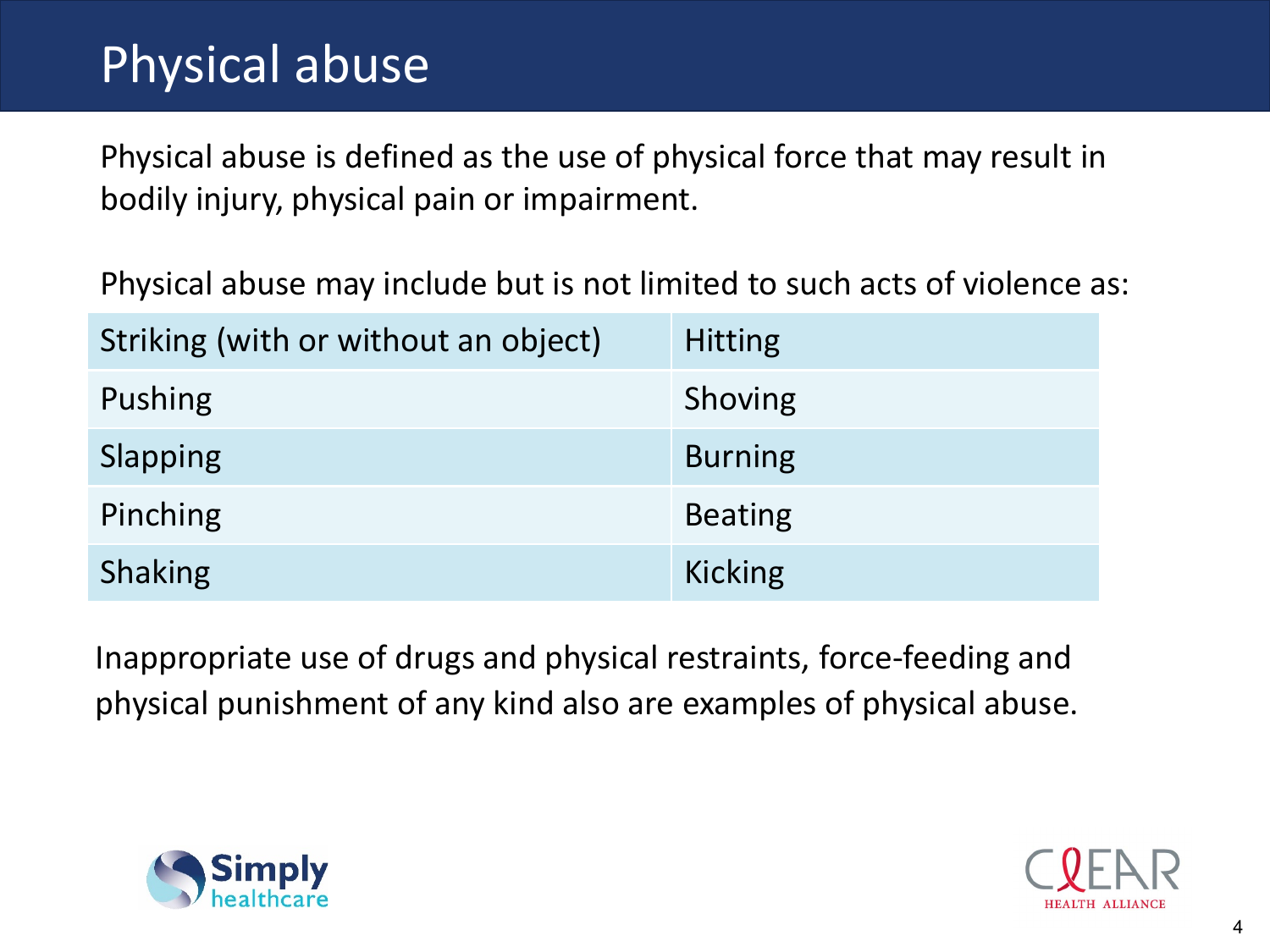# Physical abuse

Physical abuse is defined as the use of physical force that may result in bodily injury, physical pain or impairment.

Physical abuse may include but is not limited to such acts of violence as:

| | |
|---|---|
| Striking (with or without an object) | Hitting |
| Pushing | Shoving |
| Slapping | Burning |
| Pinching | Beating |
| Shaking | Kicking |

Inappropriate use of drugs and physical restraints, force-feeding and physical punishment of any kind also are examples of physical abuse.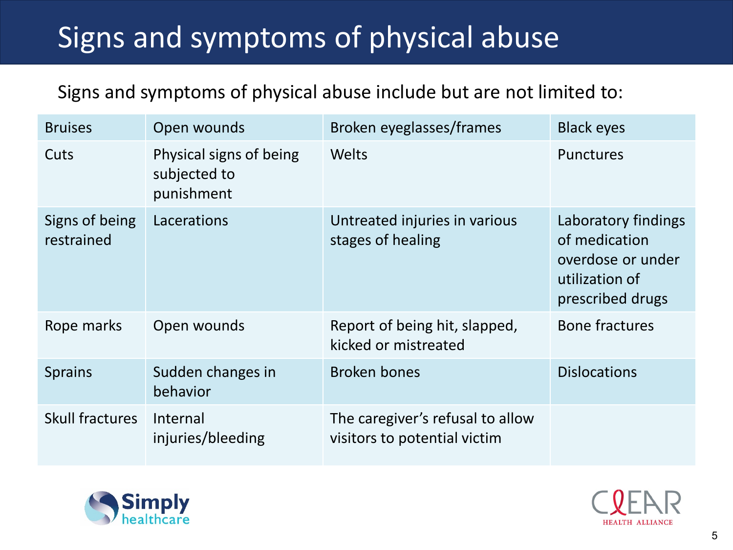# Signs and symptoms of physical abuse

Signs and symptoms of physical abuse include but are not limited to:

| | | | |
|---|---|---|---|
| Bruises | Open wounds | Broken eyeglasses/frames | Black eyes |
| Cuts | Physical signs of being subjected to punishment | Welts | Punctures |
| Signs of being restrained | Lacerations | Untreated injuries in various stages of healing | Laboratory findings of medication overdose or under utilization of prescribed drugs |
| Rope marks | Open wounds | Report of being hit, slapped, kicked or mistreated | Bone fractures |
| Sprains | Sudden changes in behavior | Broken bones | Dislocations |
| Skull fractures | Internal injuries/bleeding | The caregiver's refusal to allow visitors to potential victim | |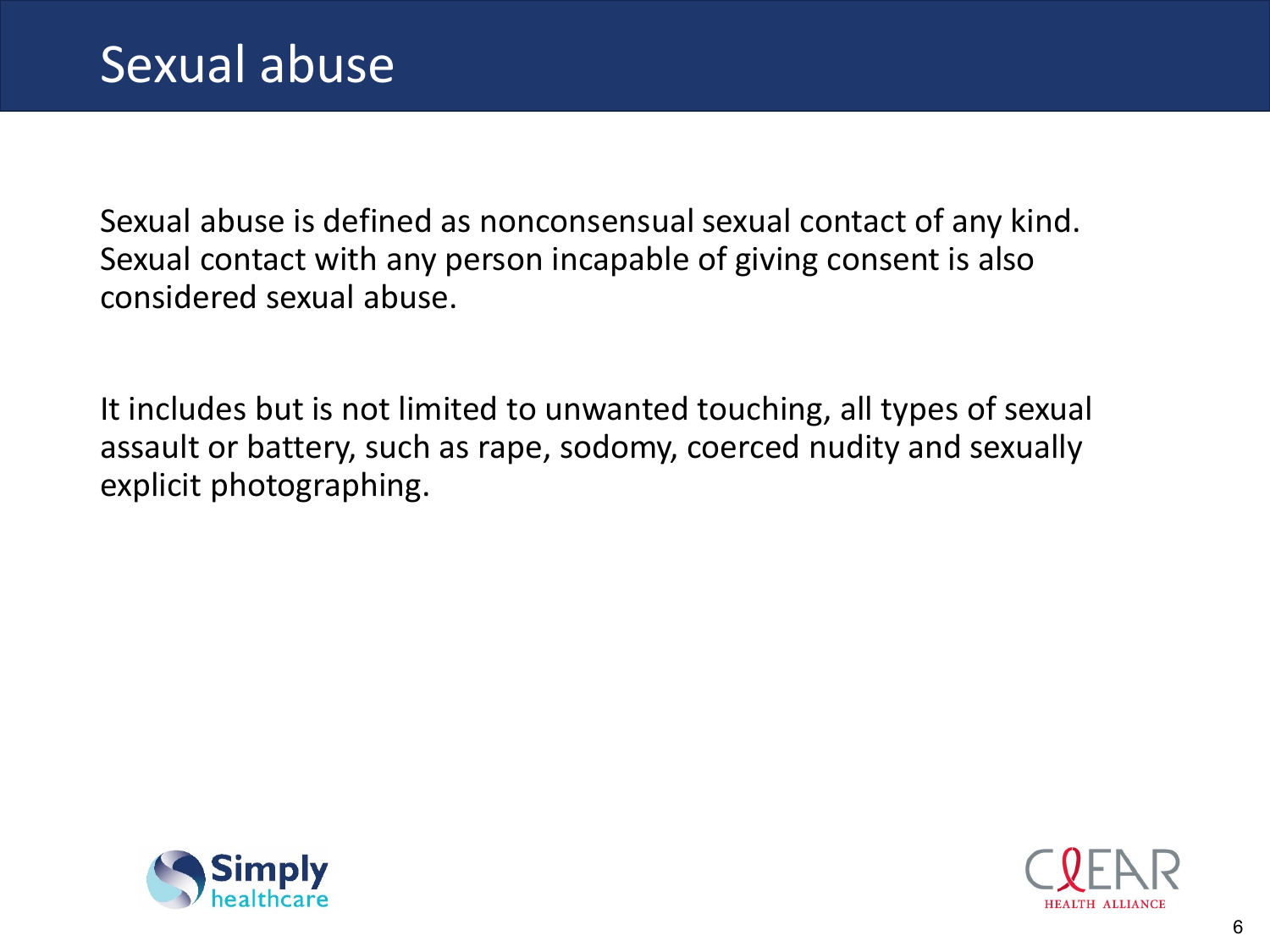# Sexual abuse

Sexual abuse is defined as nonconsensual sexual contact of any kind. Sexual contact with any person incapable of giving consent is also considered sexual abuse.

It includes but is not limited to unwanted touching, all types of sexual assault or battery, such as rape, sodomy, coerced nudity and sexually explicit photographing.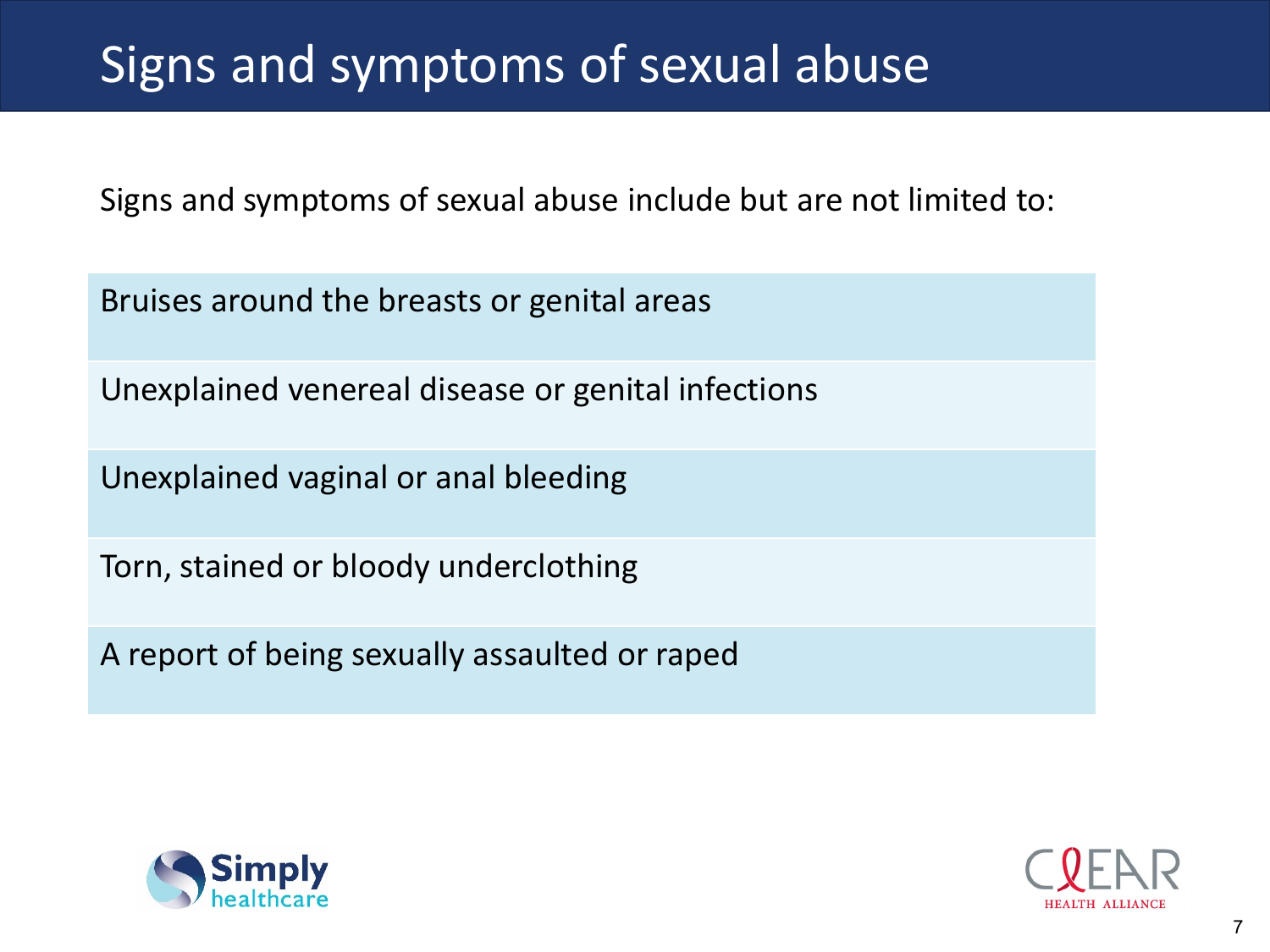# Signs and symptoms of sexual abuse

Signs and symptoms of sexual abuse include but are not limited to:

- Bruises around the breasts or genital areas
- Unexplained venereal disease or genital infections
- Unexplained vaginal or anal bleeding
- Torn, stained or bloody underclothing
- A report of being sexually assaulted or raped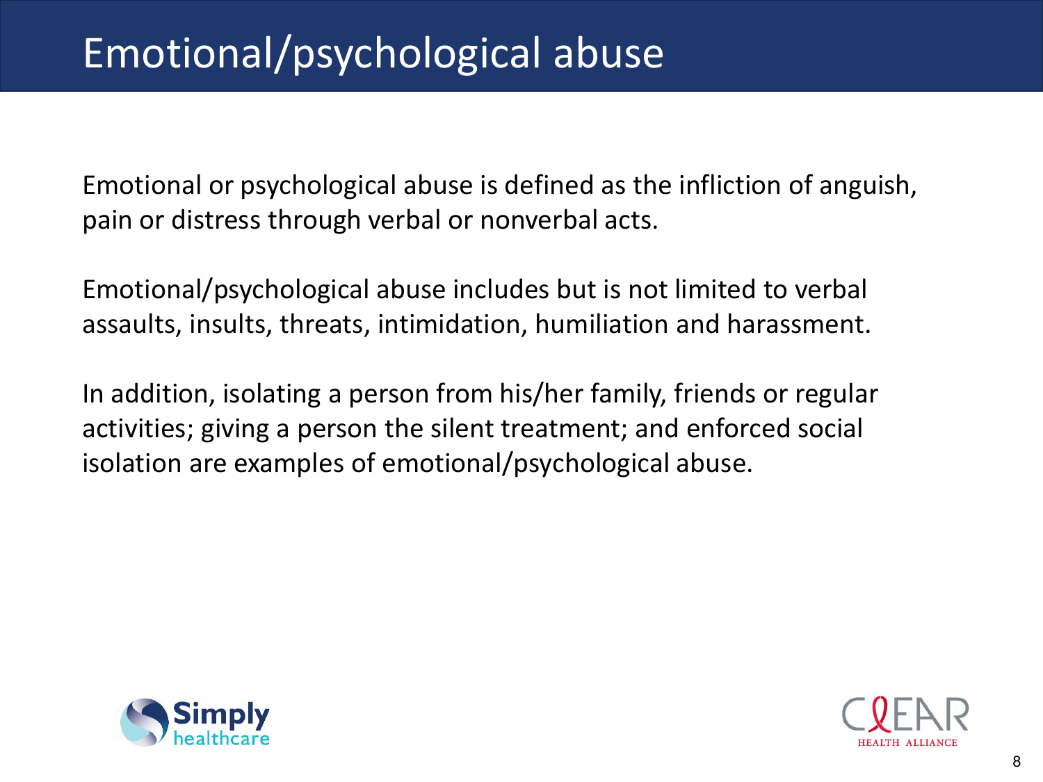# Emotional/psychological abuse

Emotional or psychological abuse is defined as the infliction of anguish, pain or distress through verbal or nonverbal acts.

Emotional/psychological abuse includes but is not limited to verbal assaults, insults, threats, intimidation, humiliation and harassment.

In addition, isolating a person from his/her family, friends or regular activities; giving a person the silent treatment; and enforced social isolation are examples of emotional/psychological abuse.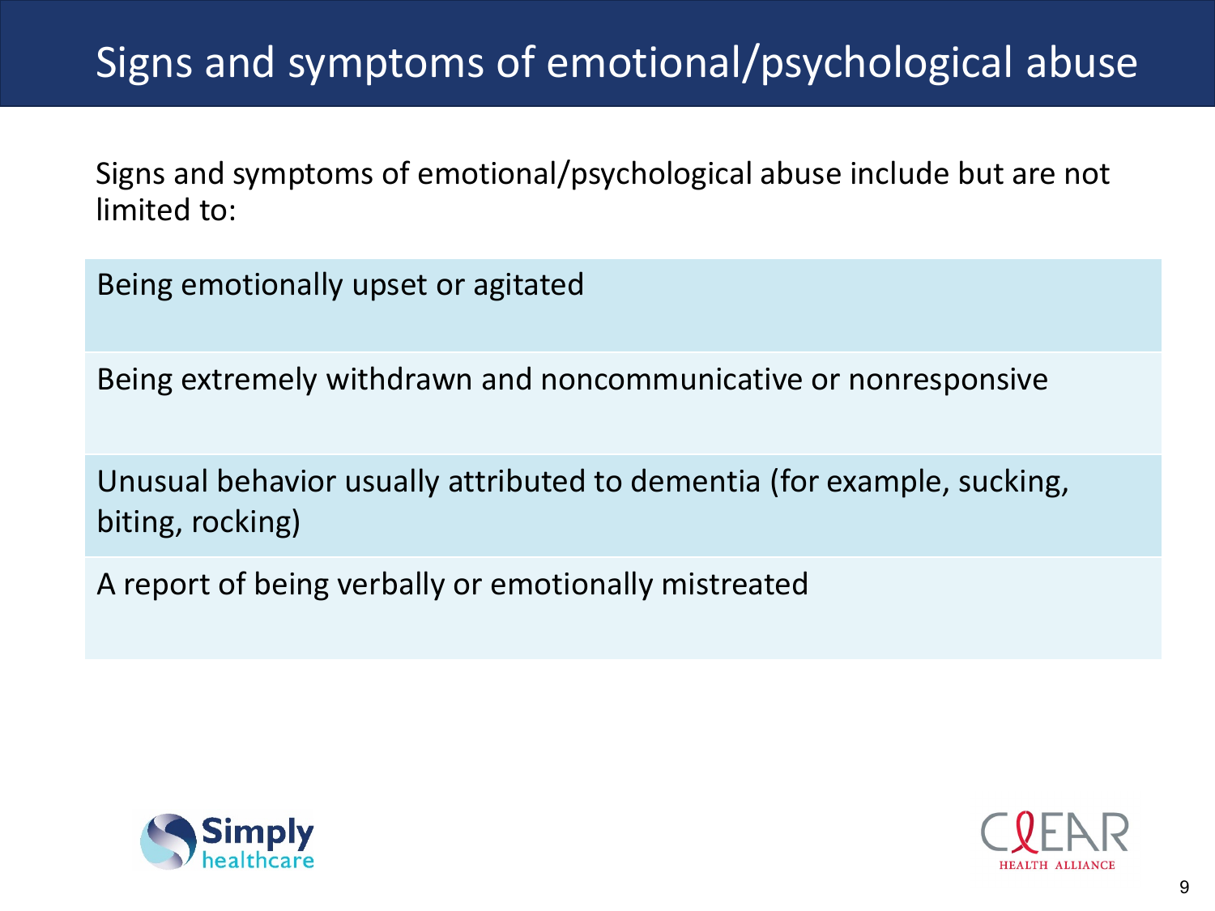# Signs and symptoms of emotional/psychological abuse

Signs and symptoms of emotional/psychological abuse include but are not limited to:

- Being emotionally upset or agitated
- Being extremely withdrawn and noncommunicative or nonresponsive
- Unusual behavior usually attributed to dementia (for example, sucking, biting, rocking)
- A report of being verbally or emotionally mistreated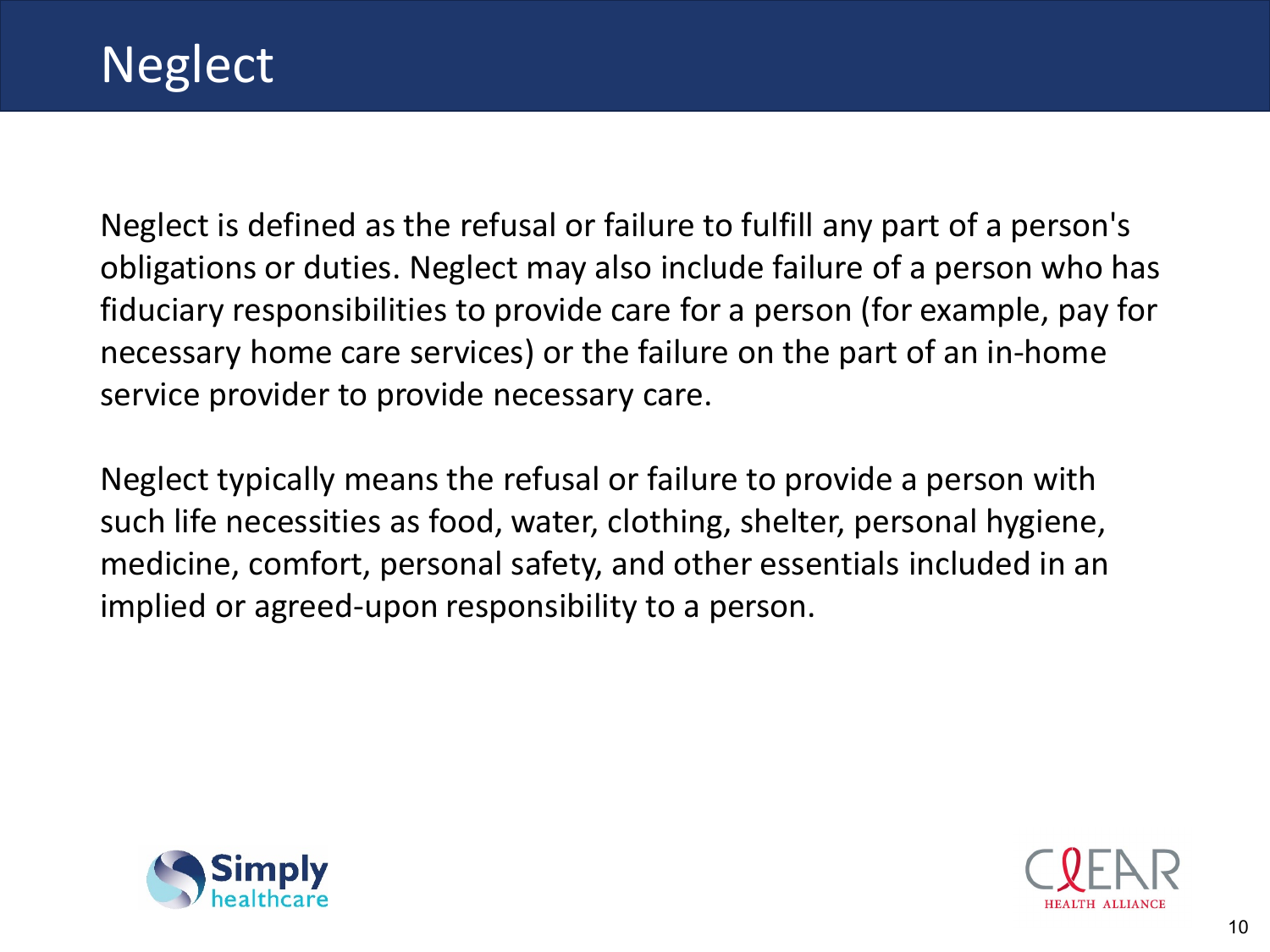# Neglect

Neglect is defined as the refusal or failure to fulfill any part of a person's obligations or duties. Neglect may also include failure of a person who has fiduciary responsibilities to provide care for a person (for example, pay for necessary home care services) or the failure on the part of an in-home service provider to provide necessary care.

Neglect typically means the refusal or failure to provide a person with such life necessities as food, water, clothing, shelter, personal hygiene, medicine, comfort, personal safety, and other essentials included in an implied or agreed-upon responsibility to a person.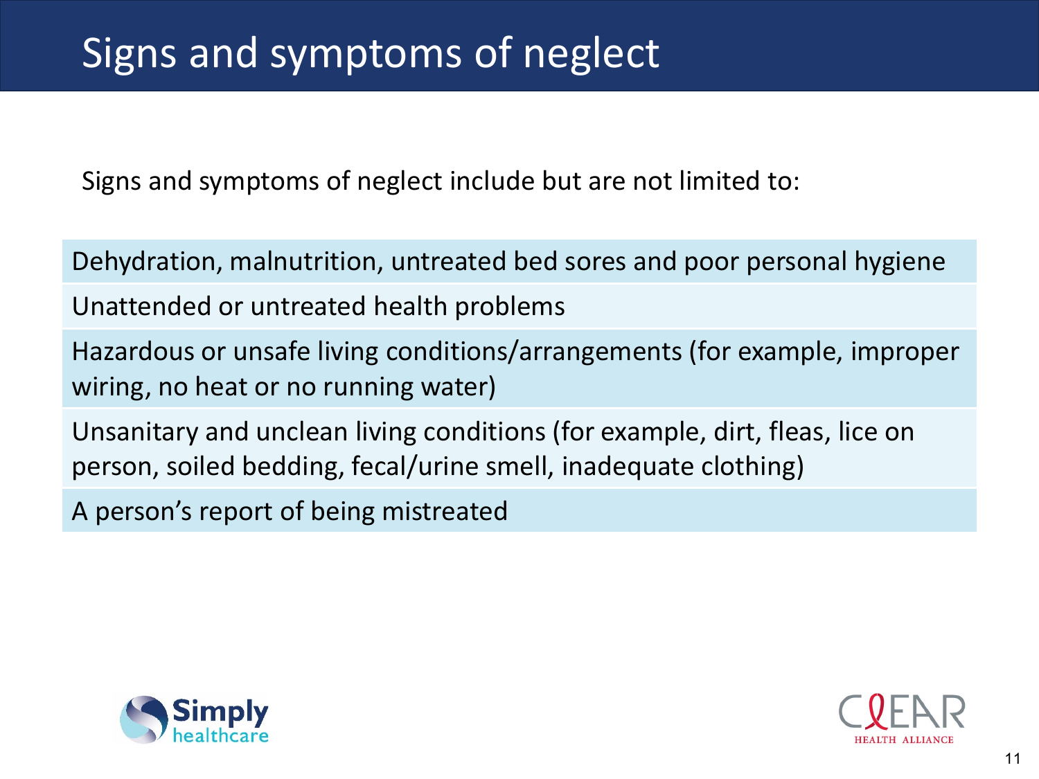# Signs and symptoms of neglect

Signs and symptoms of neglect include but are not limited to:

- Dehydration, malnutrition, untreated bed sores and poor personal hygiene
- Unattended or untreated health problems
- Hazardous or unsafe living conditions/arrangements (for example, improper wiring, no heat or no running water)
- Unsanitary and unclean living conditions (for example, dirt, fleas, lice on person, soiled bedding, fecal/urine smell, inadequate clothing)
- A person's report of being mistreated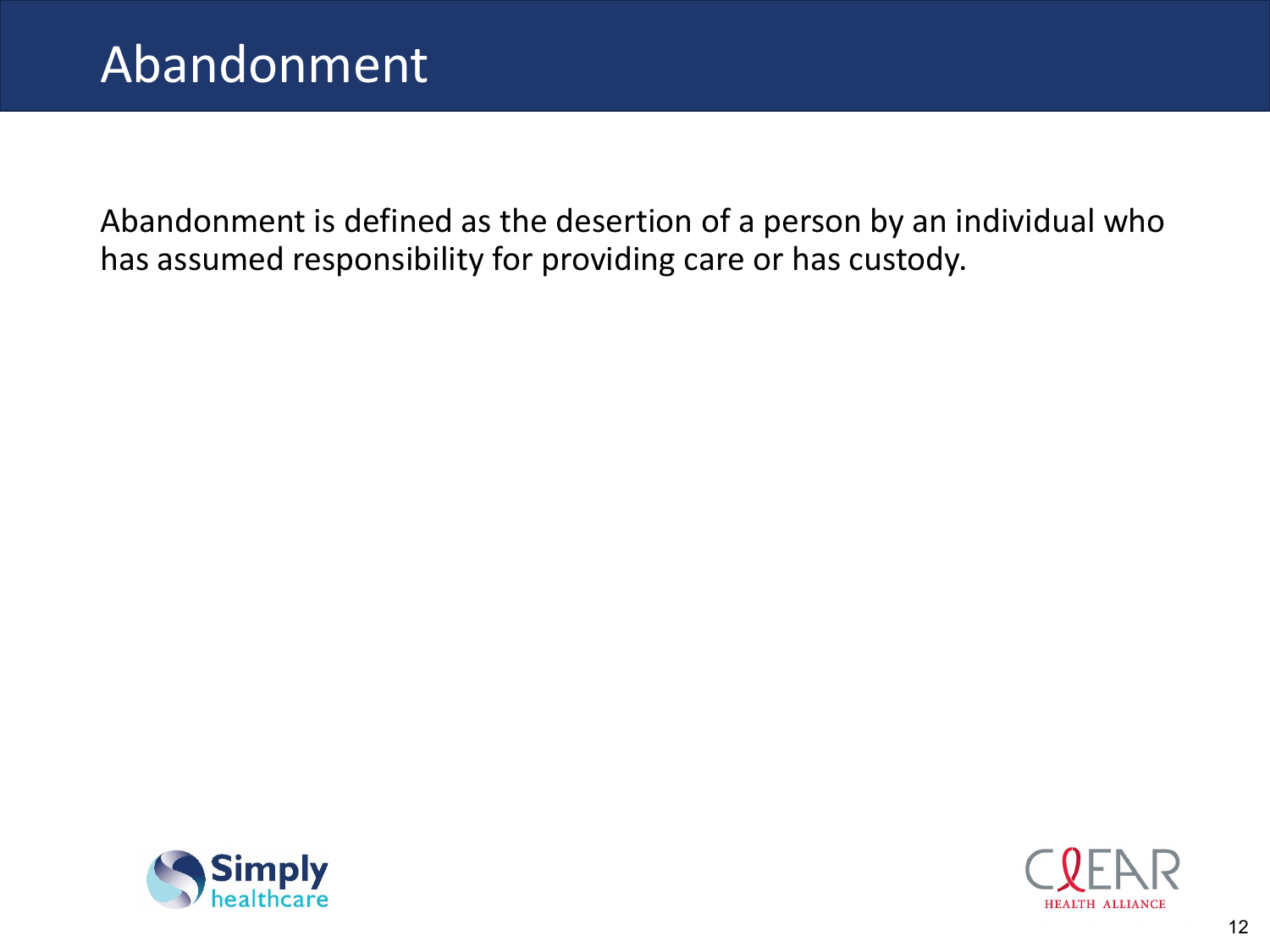# Abandonment

Abandonment is defined as the desertion of a person by an individual who has assumed responsibility for providing care or has custody.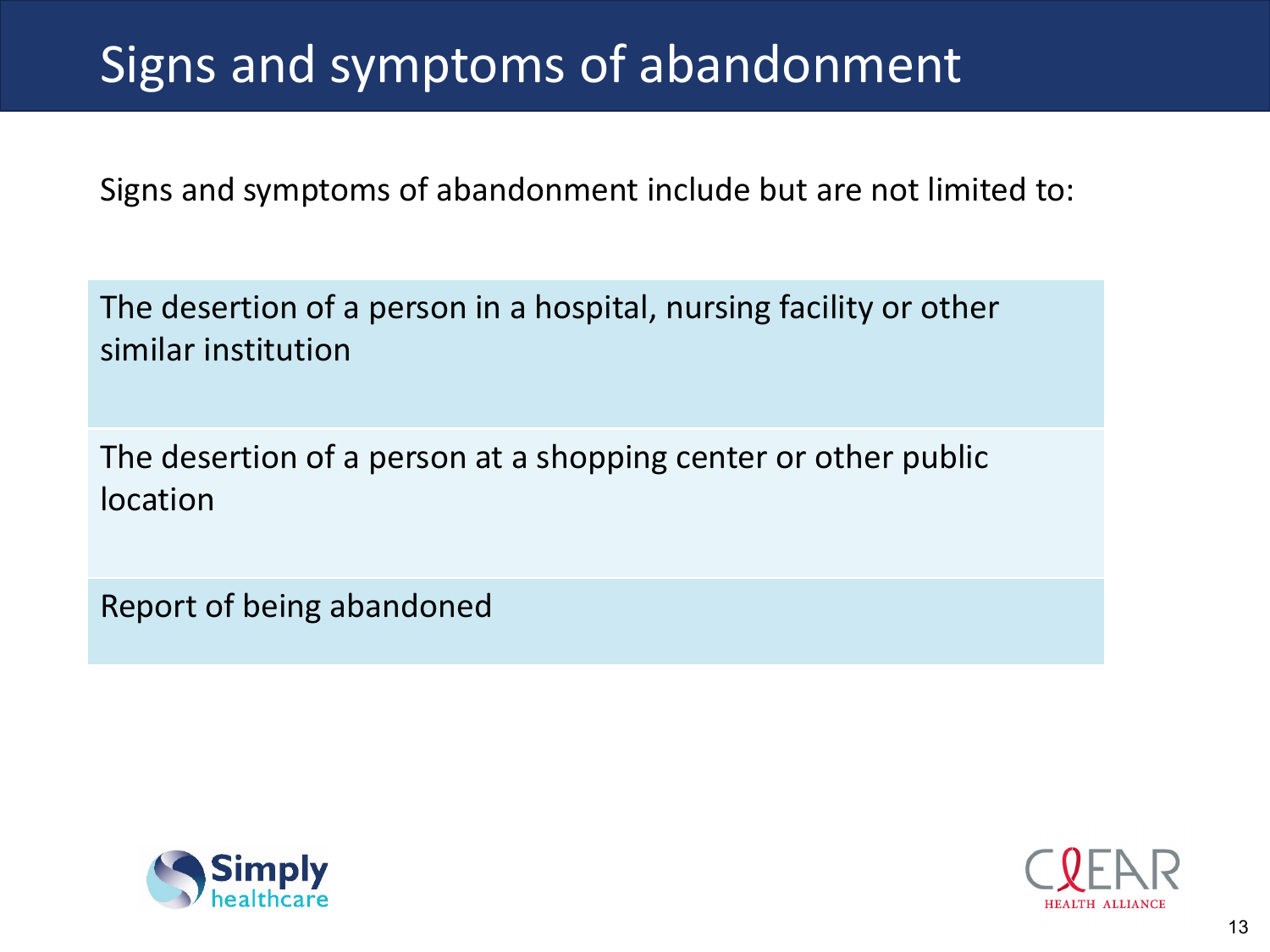# Signs and symptoms of abandonment

Signs and symptoms of abandonment include but are not limited to:

- The desertion of a person in a hospital, nursing facility or other similar institution
- The desertion of a person at a shopping center or other public location
- Report of being abandoned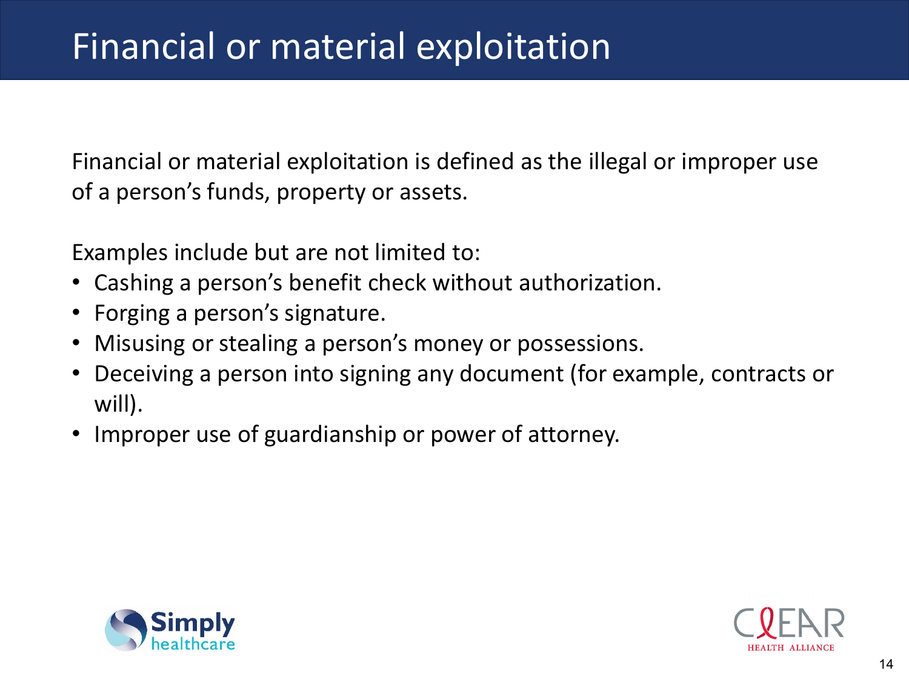# Financial or material exploitation

Financial or material exploitation is defined as the illegal or improper use of a person's funds, property or assets.

Examples include but are not limited to:

- Cashing a person's benefit check without authorization.
- Forging a person's signature.
- Misusing or stealing a person's money or possessions.
- Deceiving a person into signing any document (for example, contracts or will).
- Improper use of guardianship or power of attorney.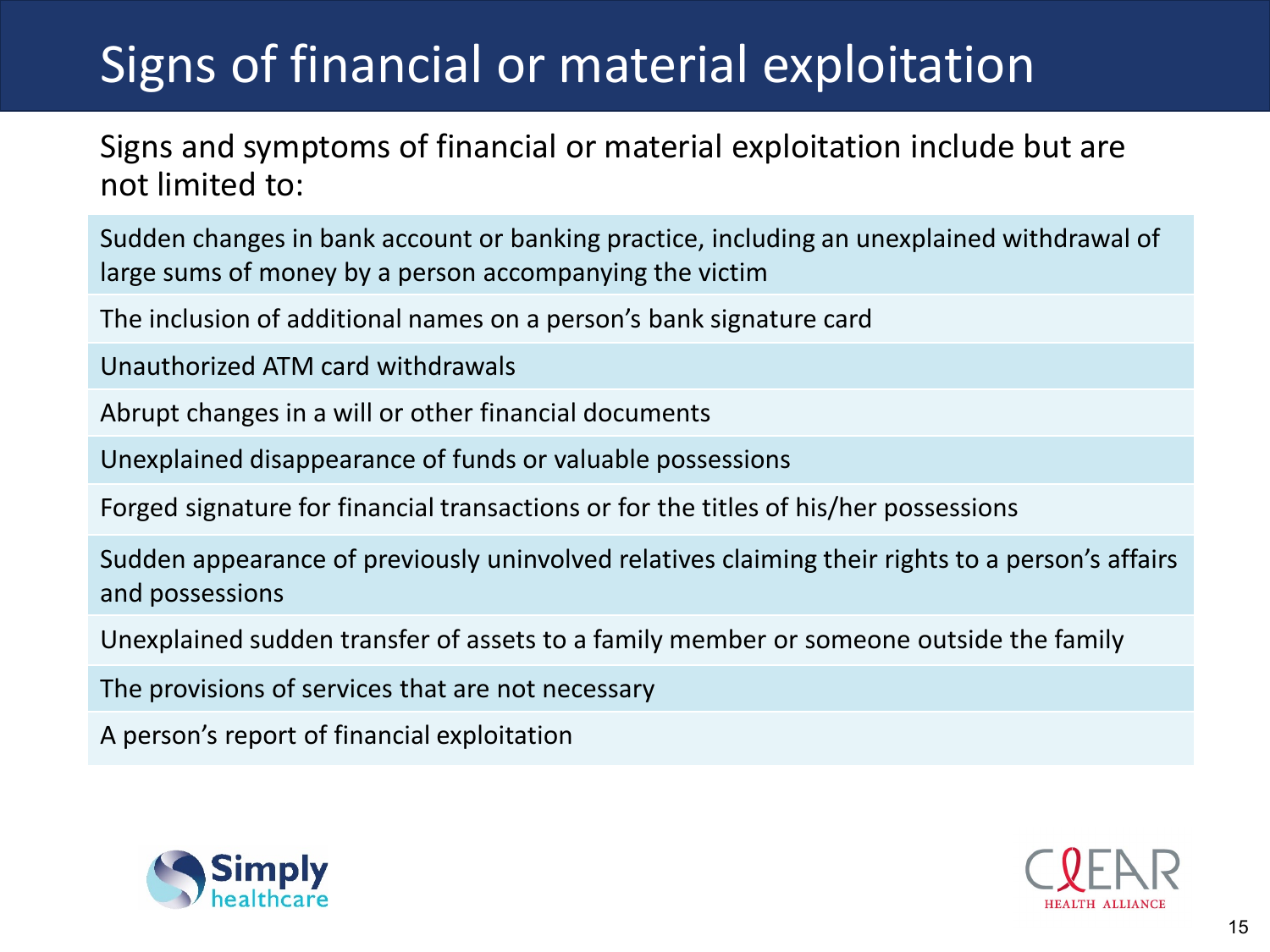# Signs of financial or material exploitation

Signs and symptoms of financial or material exploitation include but are not limited to:

- Sudden changes in bank account or banking practice, including an unexplained withdrawal of large sums of money by a person accompanying the victim
- The inclusion of additional names on a person's bank signature card
- Unauthorized ATM card withdrawals
- Abrupt changes in a will or other financial documents
- Unexplained disappearance of funds or valuable possessions
- Forged signature for financial transactions or for the titles of his/her possessions
- Sudden appearance of previously uninvolved relatives claiming their rights to a person's affairs and possessions
- Unexplained sudden transfer of assets to a family member or someone outside the family
- The provisions of services that are not necessary
- A person's report of financial exploitation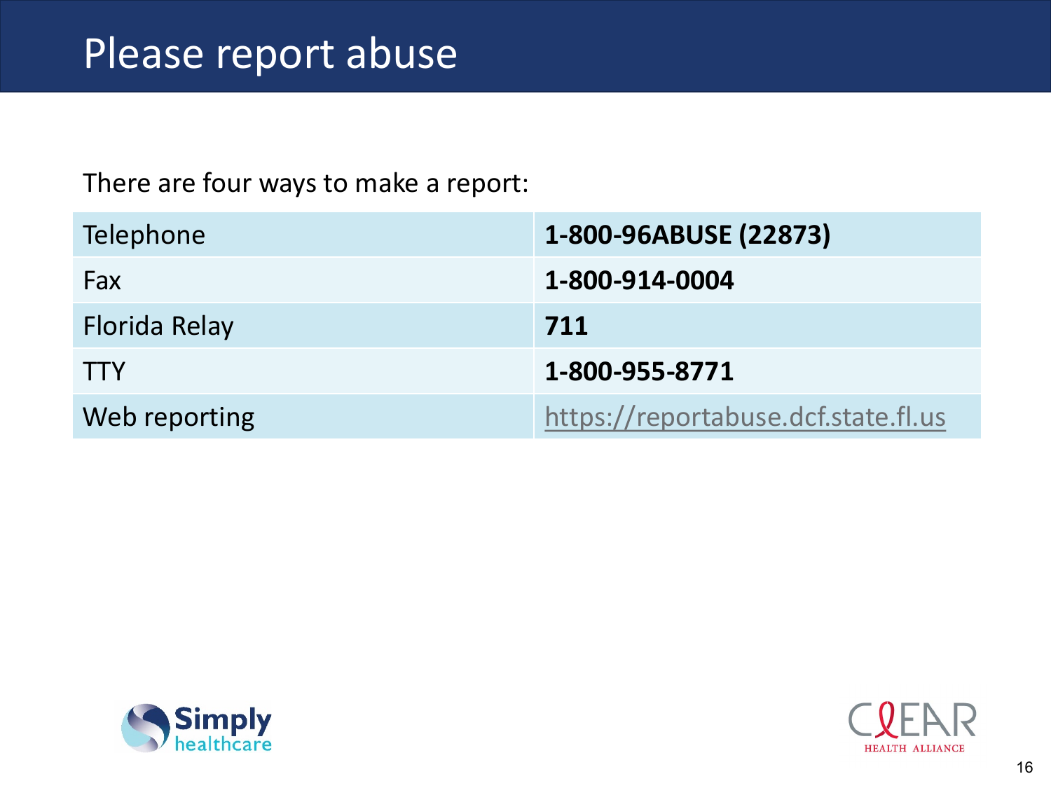# Please report abuse

There are four ways to make a report:

| Telephone | **1-800-96ABUSE (22873)** |
|---|---|
| Fax | **1-800-914-0004** |
| Florida Relay | **711** |
| TTY | **1-800-955-8771** |
| Web reporting | https://reportabuse.dcf.state.fl.us |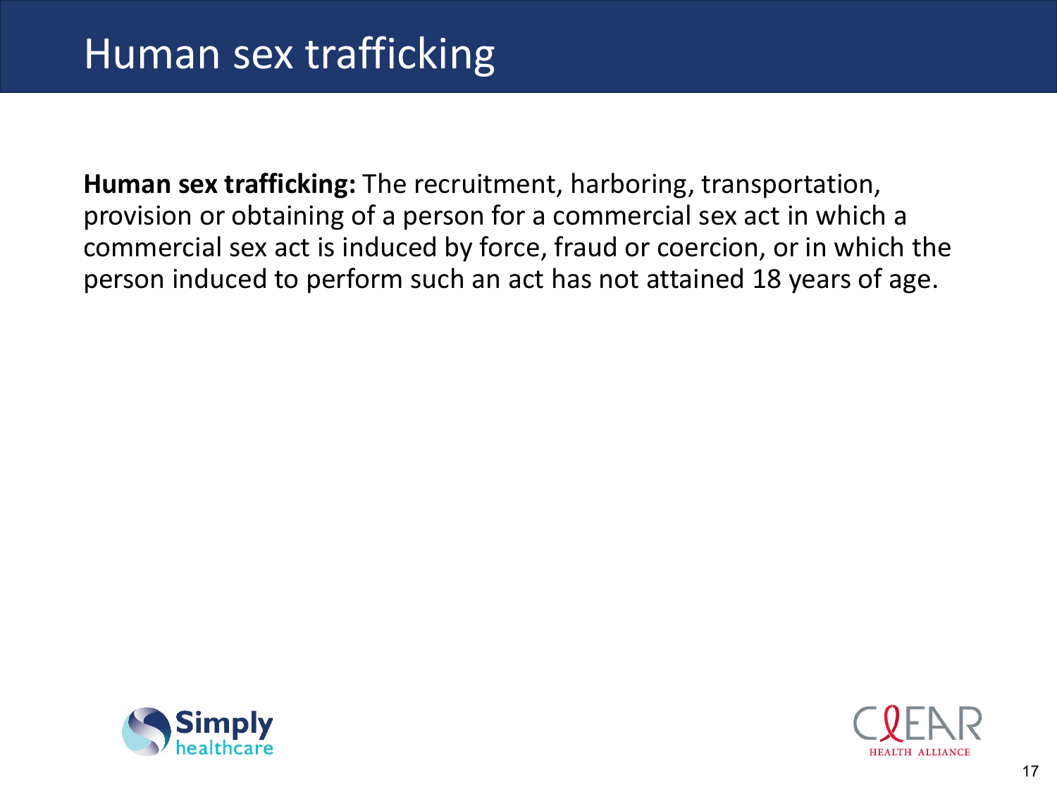# Human sex trafficking

**Human sex trafficking:** The recruitment, harboring, transportation, provision or obtaining of a person for a commercial sex act in which a commercial sex act is induced by force, fraud or coercion, or in which the person induced to perform such an act has not attained 18 years of age.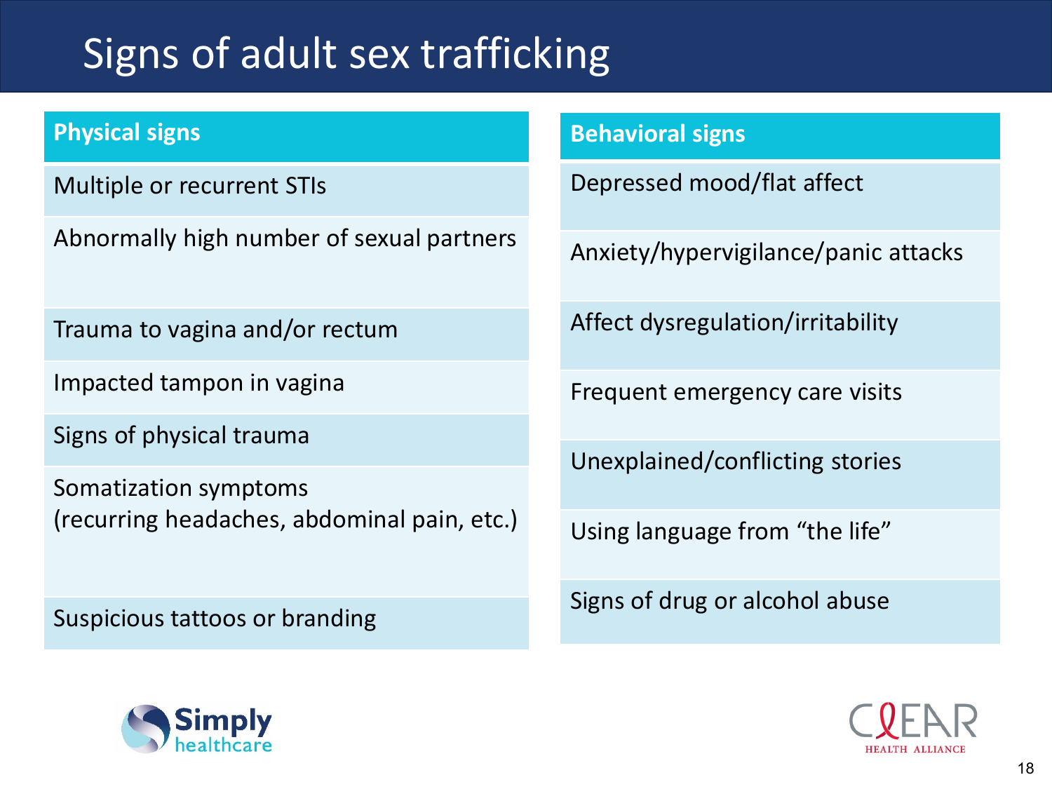# Signs of adult sex trafficking

| Physical signs |
| --- |
| Multiple or recurrent STIs |
| Abnormally high number of sexual partners |
| Trauma to vagina and/or rectum |
| Impacted tampon in vagina |
| Signs of physical trauma |
| Somatization symptoms (recurring headaches, abdominal pain, etc.) |
| Suspicious tattoos or branding |

| Behavioral signs |
| --- |
| Depressed mood/flat affect |
| Anxiety/hypervigilance/panic attacks |
| Affect dysregulation/irritability |
| Frequent emergency care visits |
| Unexplained/conflicting stories |
| Using language from “the life” |
| Signs of drug or alcohol abuse |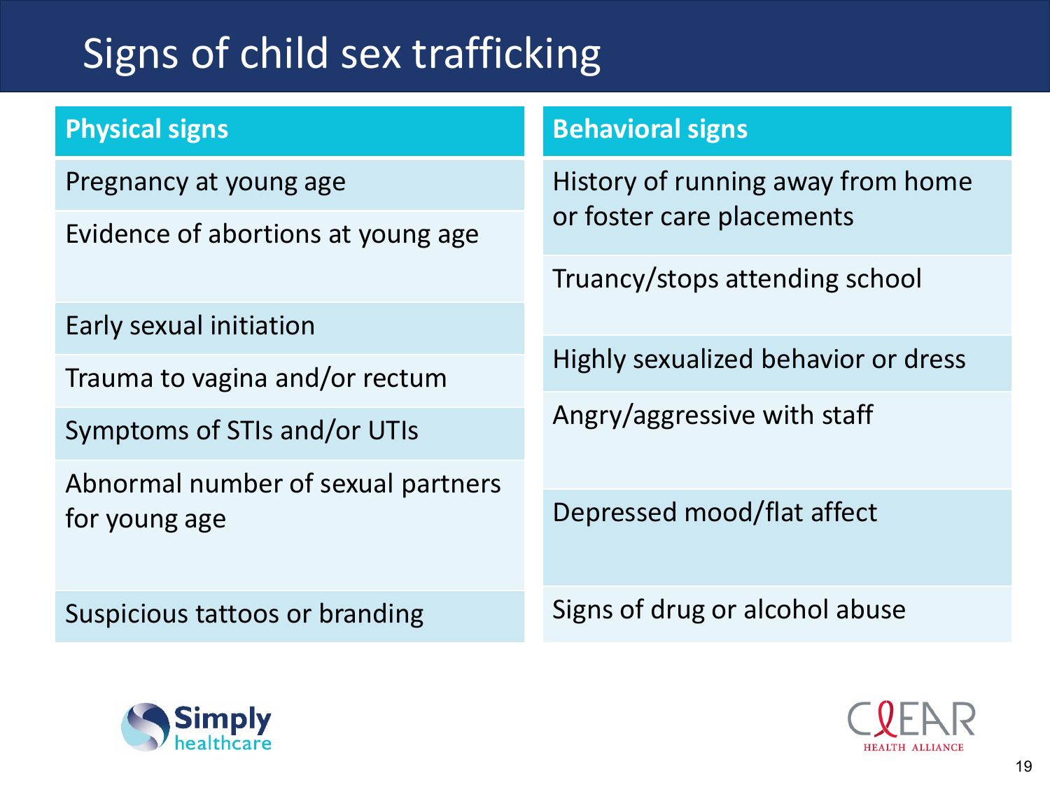# Signs of child sex trafficking

| Physical signs | Behavioral signs |
|---|---|
| Pregnancy at young age | History of running away from home or foster care placements |
| Evidence of abortions at young age | Truancy/stops attending school |
| Early sexual initiation | Highly sexualized behavior or dress |
| Trauma to vagina and/or rectum | Angry/aggressive with staff |
| Symptoms of STIs and/or UTIs | Depressed mood/flat affect |
| Abnormal number of sexual partners for young age | Signs of drug or alcohol abuse |
| Suspicious tattoos or branding | |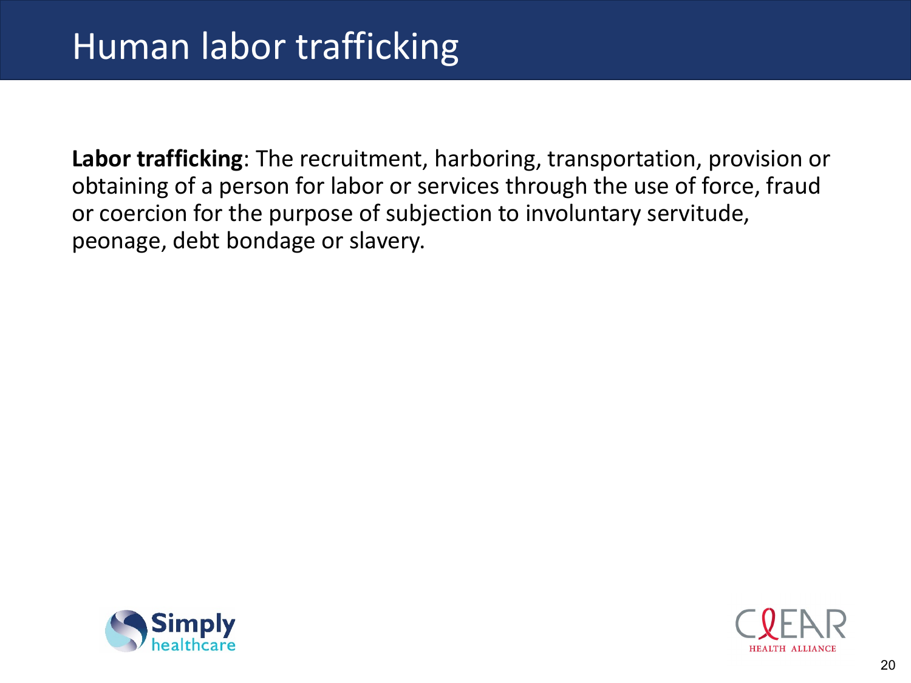# Human labor trafficking

**Labor trafficking**: The recruitment, harboring, transportation, provision or obtaining of a person for labor or services through the use of force, fraud or coercion for the purpose of subjection to involuntary servitude, peonage, debt bondage or slavery.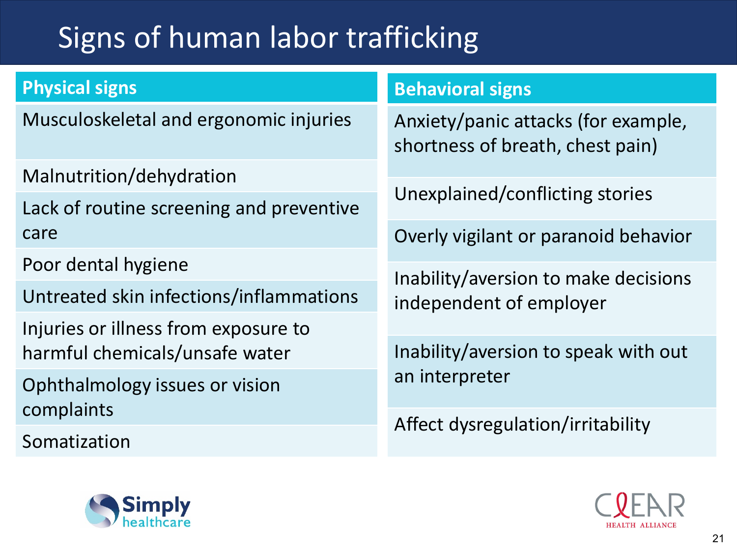# Signs of human labor trafficking

| Physical signs | Behavioral signs |
|---|---|
| Musculoskeletal and ergonomic injuries | Anxiety/panic attacks (for example, shortness of breath, chest pain) |
| Malnutrition/dehydration | Unexplained/conflicting stories |
| Lack of routine screening and preventive care | Overly vigilant or paranoid behavior |
| Poor dental hygiene | Inability/aversion to make decisions independent of employer |
| Untreated skin infections/inflammations | Inability/aversion to speak with out an interpreter |
| Injuries or illness from exposure to harmful chemicals/unsafe water | Affect dysregulation/irritability |
| Ophthalmology issues or vision complaints | |
| Somatization | |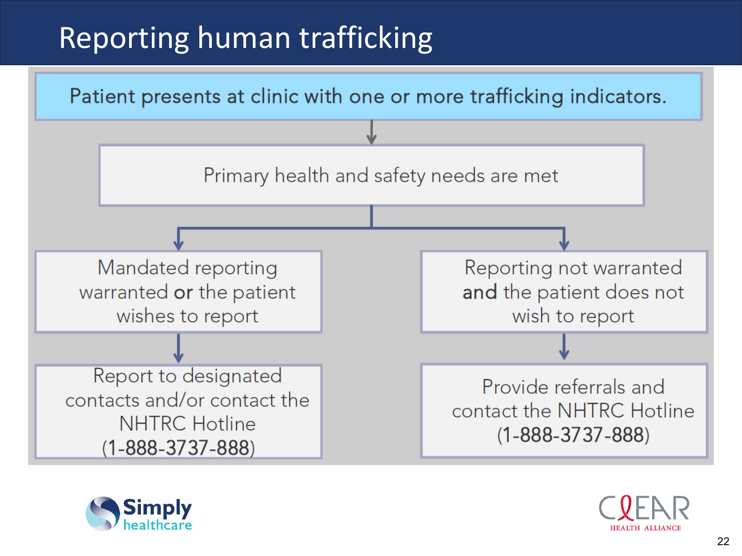# Reporting human trafficking

Patient presents at clinic with one or more trafficking indicators.

↓

Primary health and safety needs are met

↓

**Mandated reporting warranted or the patient wishes to report**

↓

Report to designated contacts and/or contact the NHTRC Hotline (1-888-3737-888)

**Reporting not warranted and the patient does not wish to report**

↓

Provide referrals and contact the NHTRC Hotline (1-888-3737-888)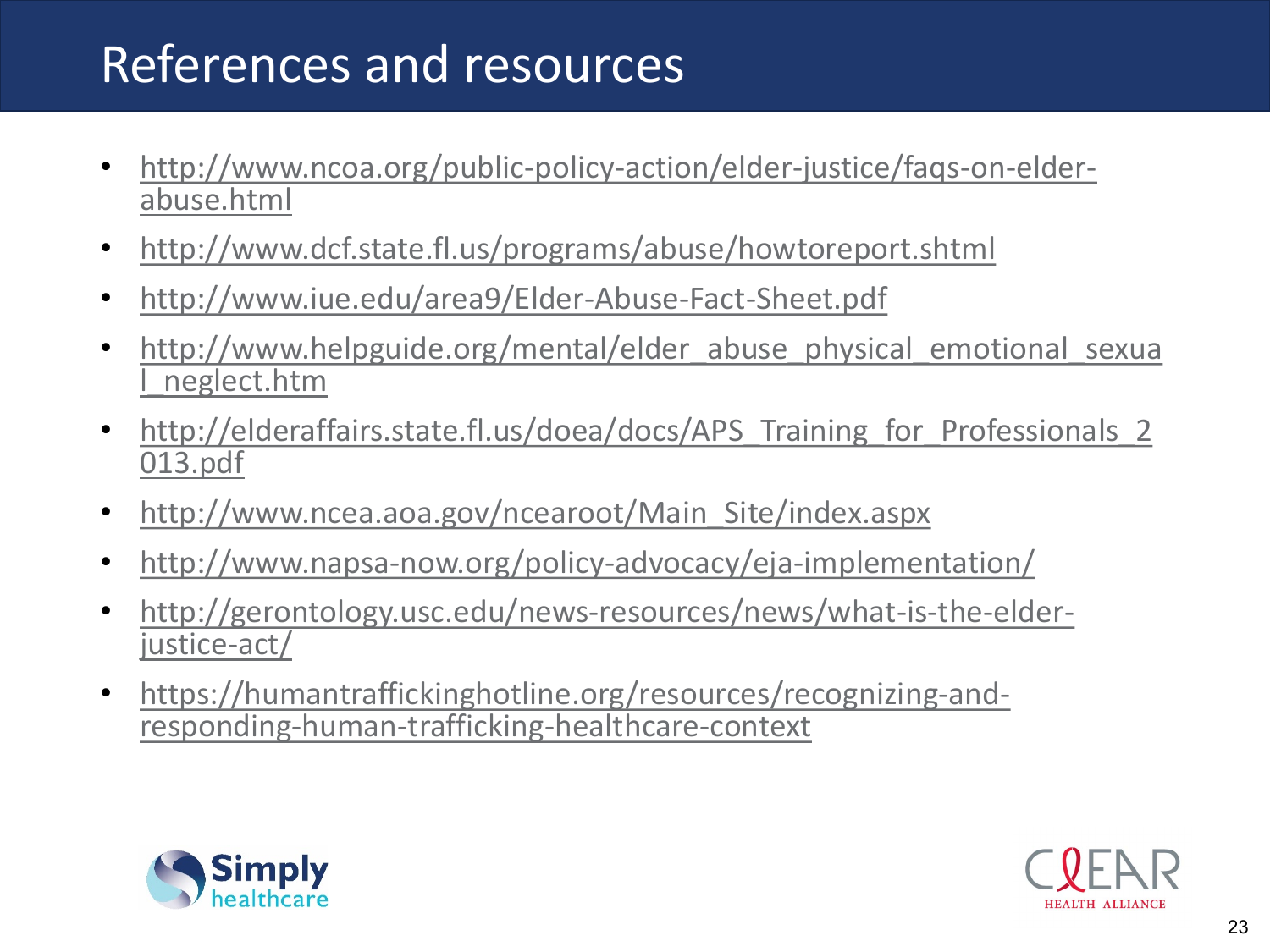# References and resources

- http://www.ncoa.org/public-policy-action/elder-justice/faqs-on-elder-abuse.html
- http://www.dcf.state.fl.us/programs/abuse/howtoreport.shtml
- http://www.iue.edu/area9/Elder-Abuse-Fact-Sheet.pdf
- http://www.helpguide.org/mental/elder_abuse_physical_emotional_sexual_neglect.htm
- http://elderaffairs.state.fl.us/doea/docs/APS_Training_for_Professionals_2013.pdf
- http://www.ncea.aoa.gov/ncearoot/Main_Site/index.aspx
- http://www.napsa-now.org/policy-advocacy/eja-implementation/
- http://gerontology.usc.edu/news-resources/news/what-is-the-elder-justice-act/
- https://humantraffickinghotline.org/resources/recognizing-and-responding-human-trafficking-healthcare-context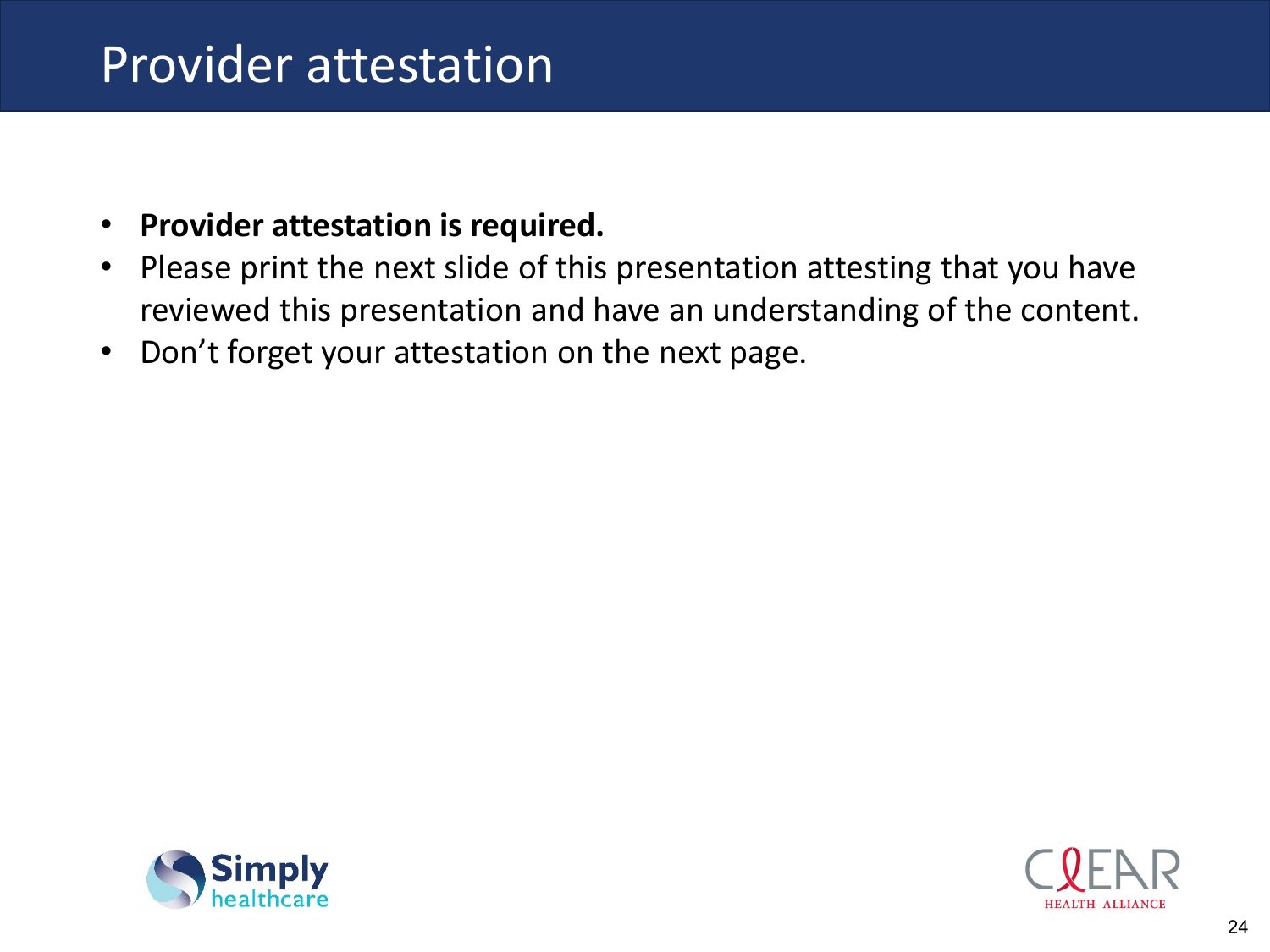# Provider attestation

- **Provider attestation is required.**
- Please print the next slide of this presentation attesting that you have reviewed this presentation and have an understanding of the content.
- Don't forget your attestation on the next page.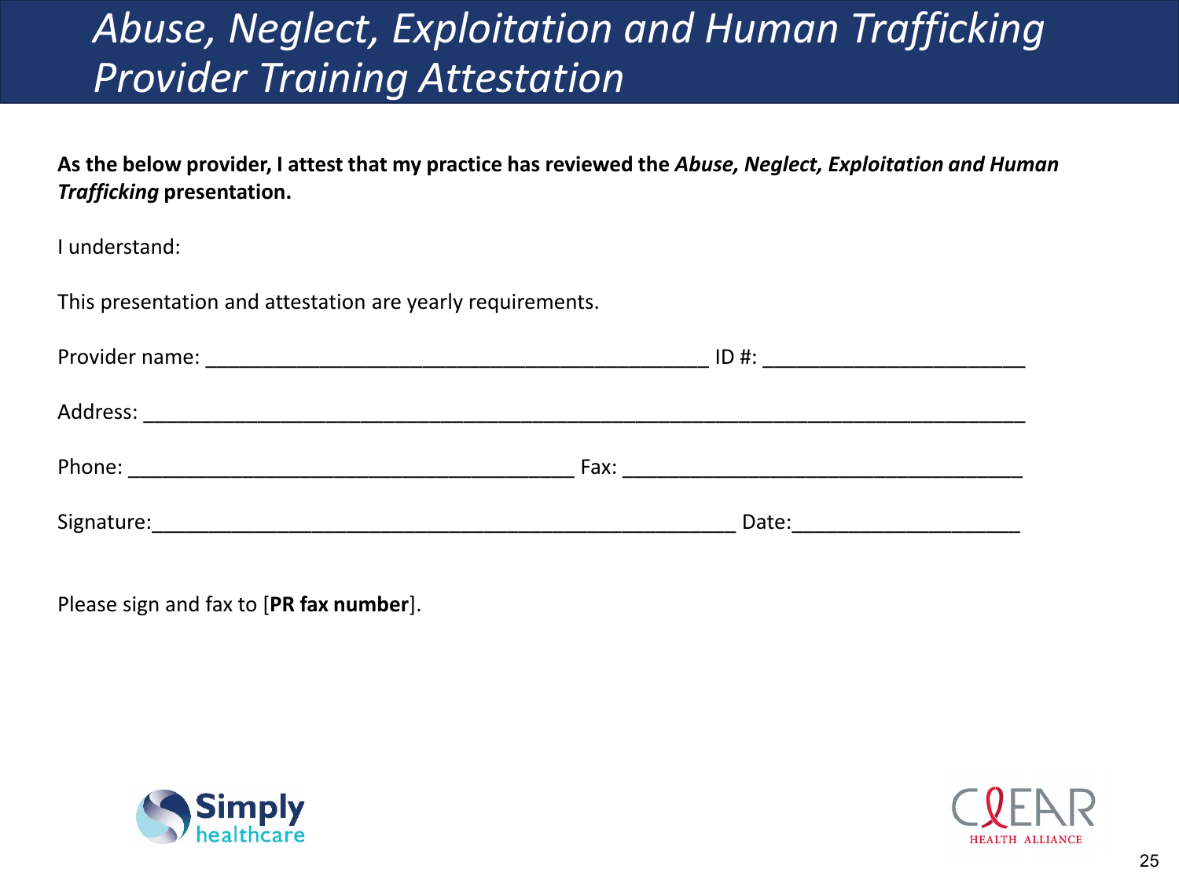# *Abuse, Neglect, Exploitation and Human Trafficking Provider Training Attestation*

**As the below provider, I attest that my practice has reviewed the *Abuse, Neglect, Exploitation and Human Trafficking* presentation.**

I understand:

This presentation and attestation are yearly requirements.

Provider name: _____________________________________________ ID #: _______________________

Address: ________________________________________________________________________________

Phone: ________________________________________ Fax: ____________________________________

Signature:_____________________________________________________ Date:____________________

Please sign and fax to [**PR fax number**].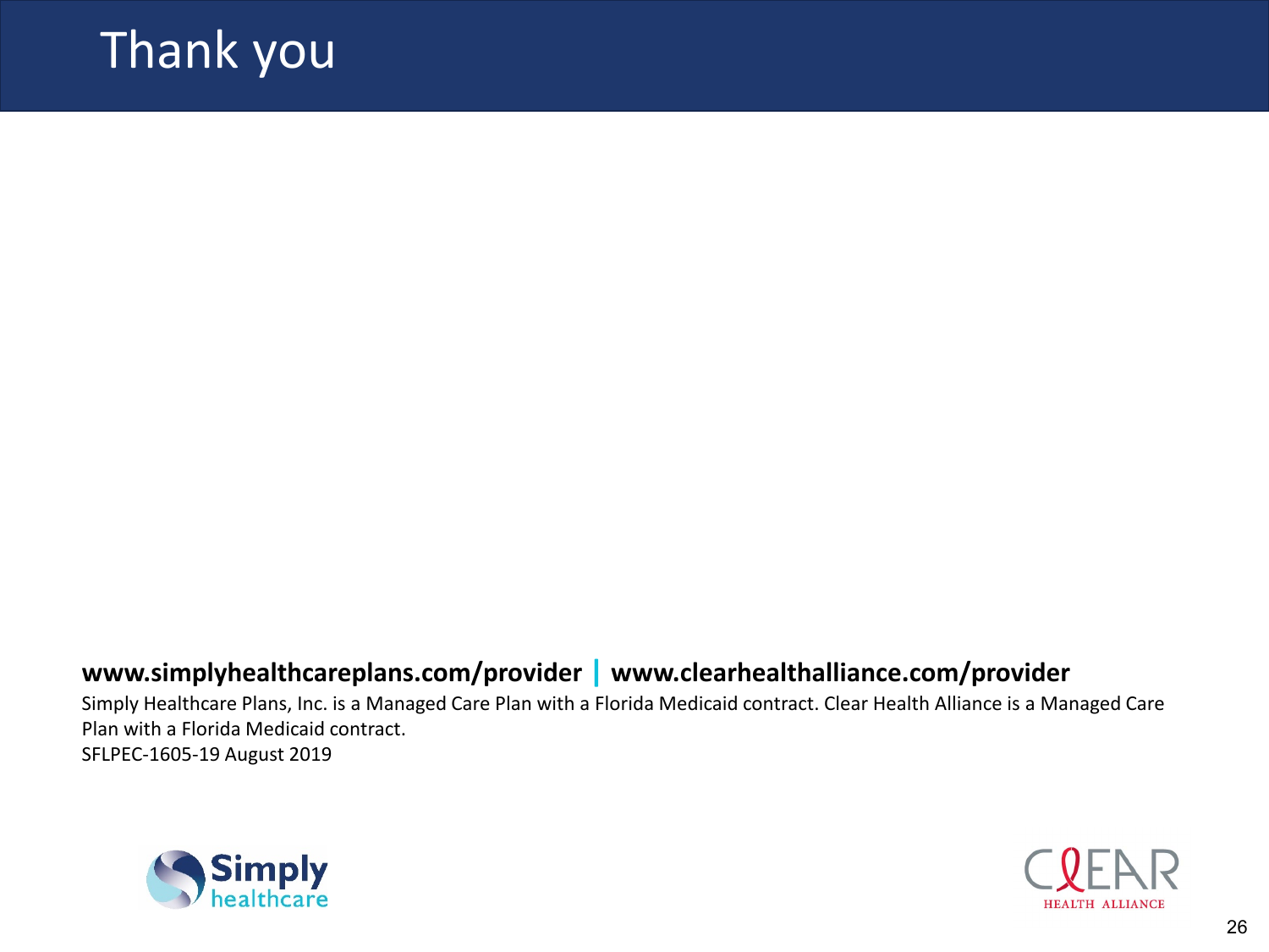# Thank you

**www.simplyhealthcareplans.com/provider | www.clearhealthalliance.com/provider**

Simply Healthcare Plans, Inc. is a Managed Care Plan with a Florida Medicaid contract. Clear Health Alliance is a Managed Care Plan with a Florida Medicaid contract.
SFLPEC-1605-19 August 2019